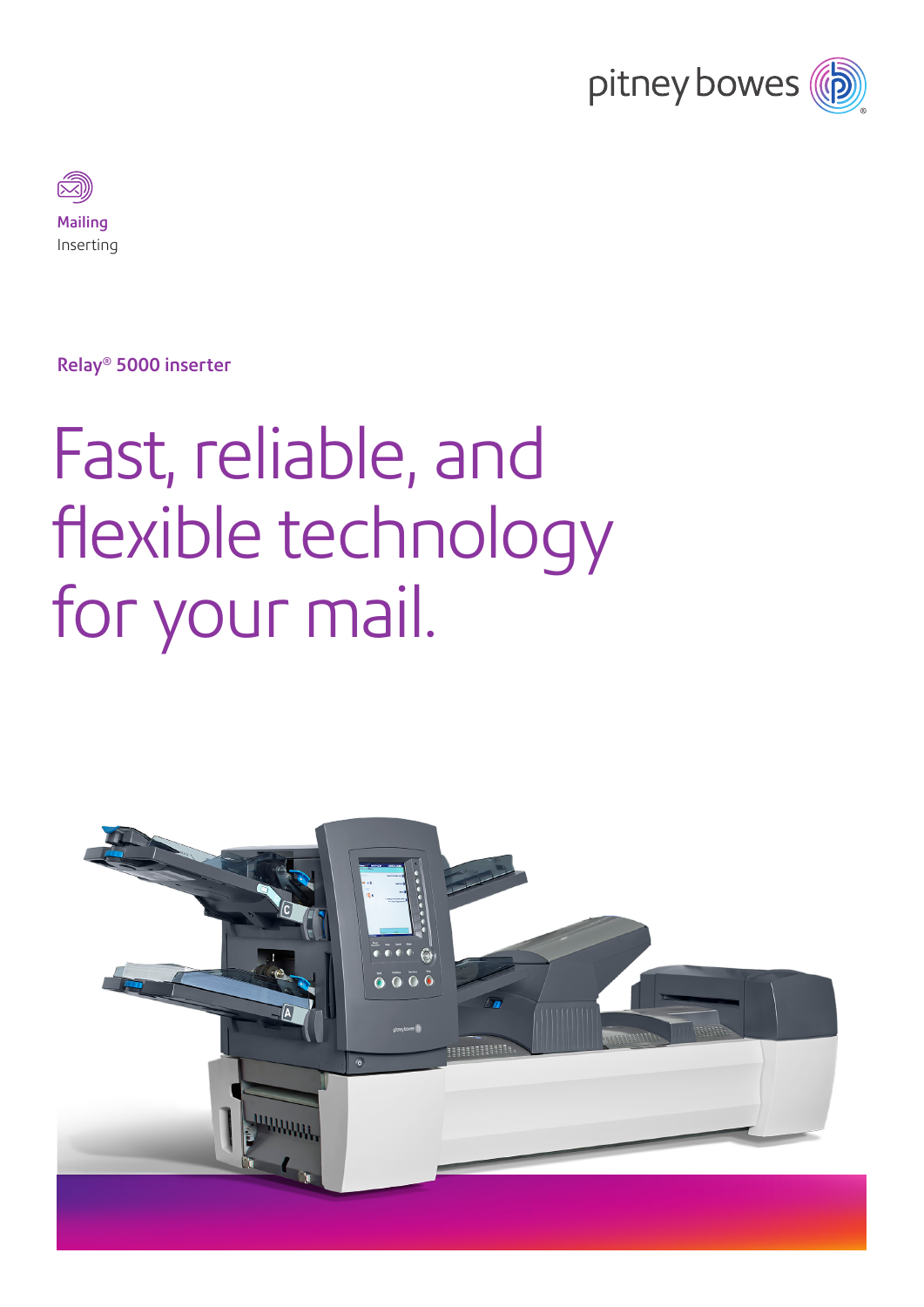pitney bowes

**Mailing**
Inserting

**Relay® 5000 inserter**

# Fast, reliable, and flexible technology for your mail.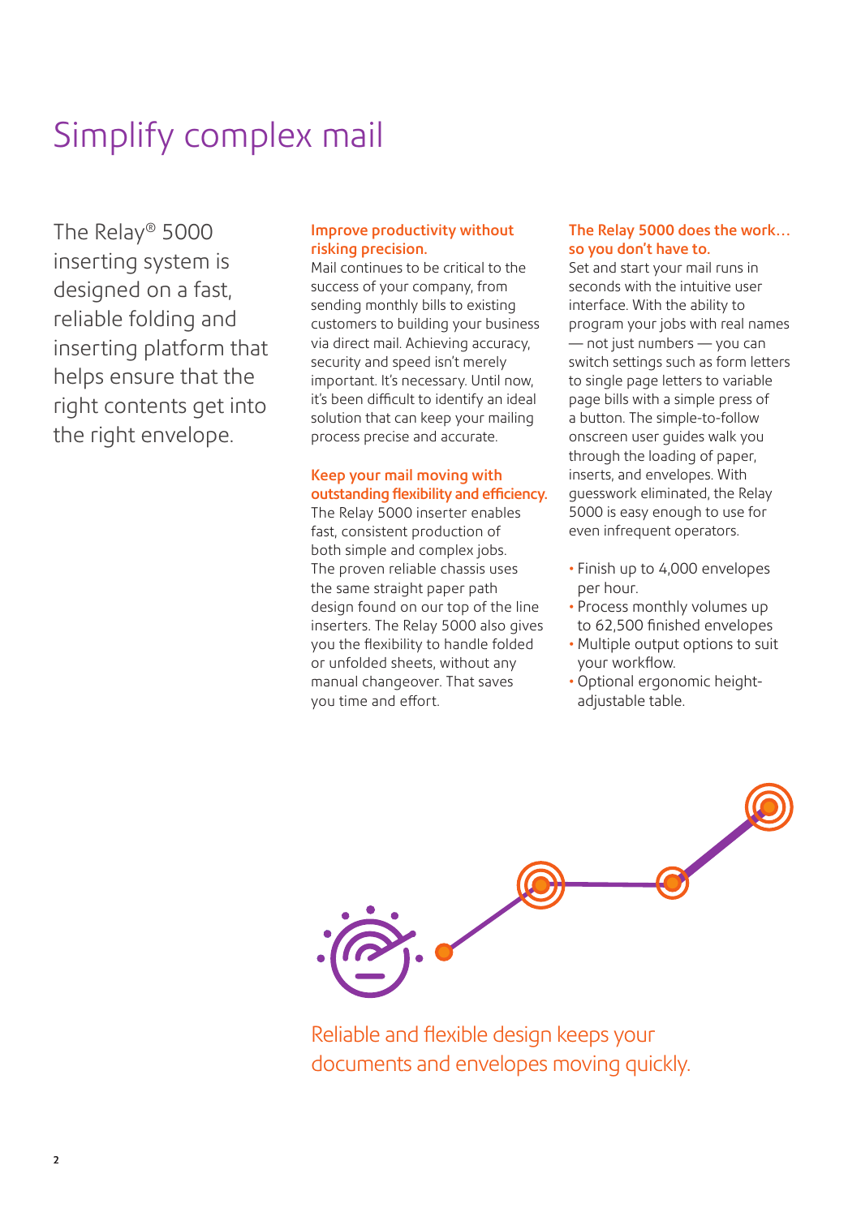# Simplify complex mail

The Relay® 5000 inserting system is designed on a fast, reliable folding and inserting platform that helps ensure that the right contents get into the right envelope.

### Improve productivity without risking precision.

Mail continues to be critical to the success of your company, from sending monthly bills to existing customers to building your business via direct mail. Achieving accuracy, security and speed isn't merely important. It's necessary. Until now, it's been difficult to identify an ideal solution that can keep your mailing process precise and accurate.

### Keep your mail moving with outstanding flexibility and efficiency.

The Relay 5000 inserter enables fast, consistent production of both simple and complex jobs. The proven reliable chassis uses the same straight paper path design found on our top of the line inserters. The Relay 5000 also gives you the flexibility to handle folded or unfolded sheets, without any manual changeover. That saves you time and effort.

### The Relay 5000 does the work… so you don't have to.

Set and start your mail runs in seconds with the intuitive user interface. With the ability to program your jobs with real names — not just numbers — you can switch settings such as form letters to single page letters to variable page bills with a simple press of a button. The simple-to-follow onscreen user guides walk you through the loading of paper, inserts, and envelopes. With guesswork eliminated, the Relay 5000 is easy enough to use for even infrequent operators.

- Finish up to 4,000 envelopes per hour.
- Process monthly volumes up to 62,500 finished envelopes
- Multiple output options to suit your workflow.
- Optional ergonomic height-adjustable table.

Reliable and flexible design keeps your documents and envelopes moving quickly.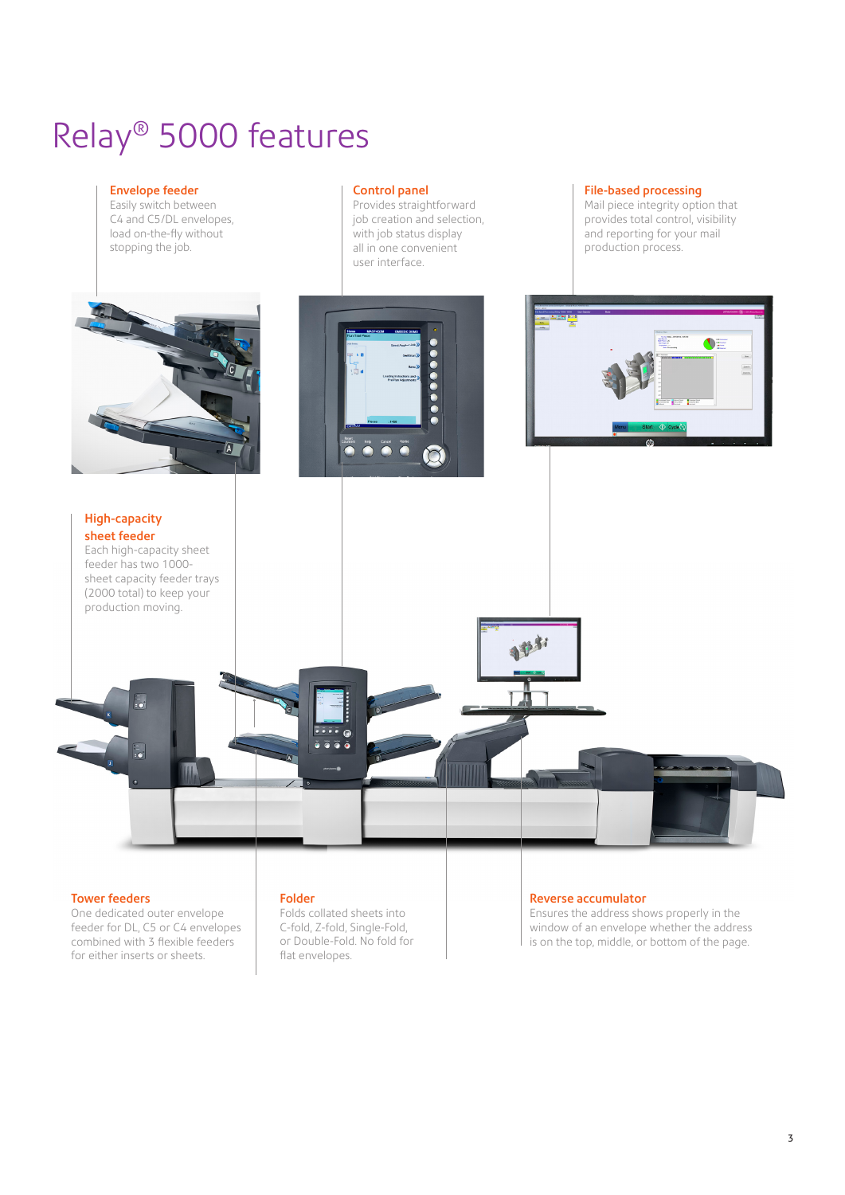# Relay® 5000 features

### Envelope feeder

Easily switch between C4 and C5/DL envelopes, load on-the-fly without stopping the job.

### Control panel

Provides straightforward job creation and selection, with job status display all in one convenient user interface.

### File-based processing

Mail piece integrity option that provides total control, visibility and reporting for your mail production process.

### High-capacity sheet feeder

Each high-capacity sheet feeder has two 1000-sheet capacity feeder trays (2000 total) to keep your production moving.

### Tower feeders

One dedicated outer envelope feeder for DL, C5 or C4 envelopes combined with 3 flexible feeders for either inserts or sheets.

### Folder

Folds collated sheets into C-fold, Z-fold, Single-Fold, or Double-Fold. No fold for flat envelopes.

### Reverse accumulator

Ensures the address shows properly in the window of an envelope whether the address is on the top, middle, or bottom of the page.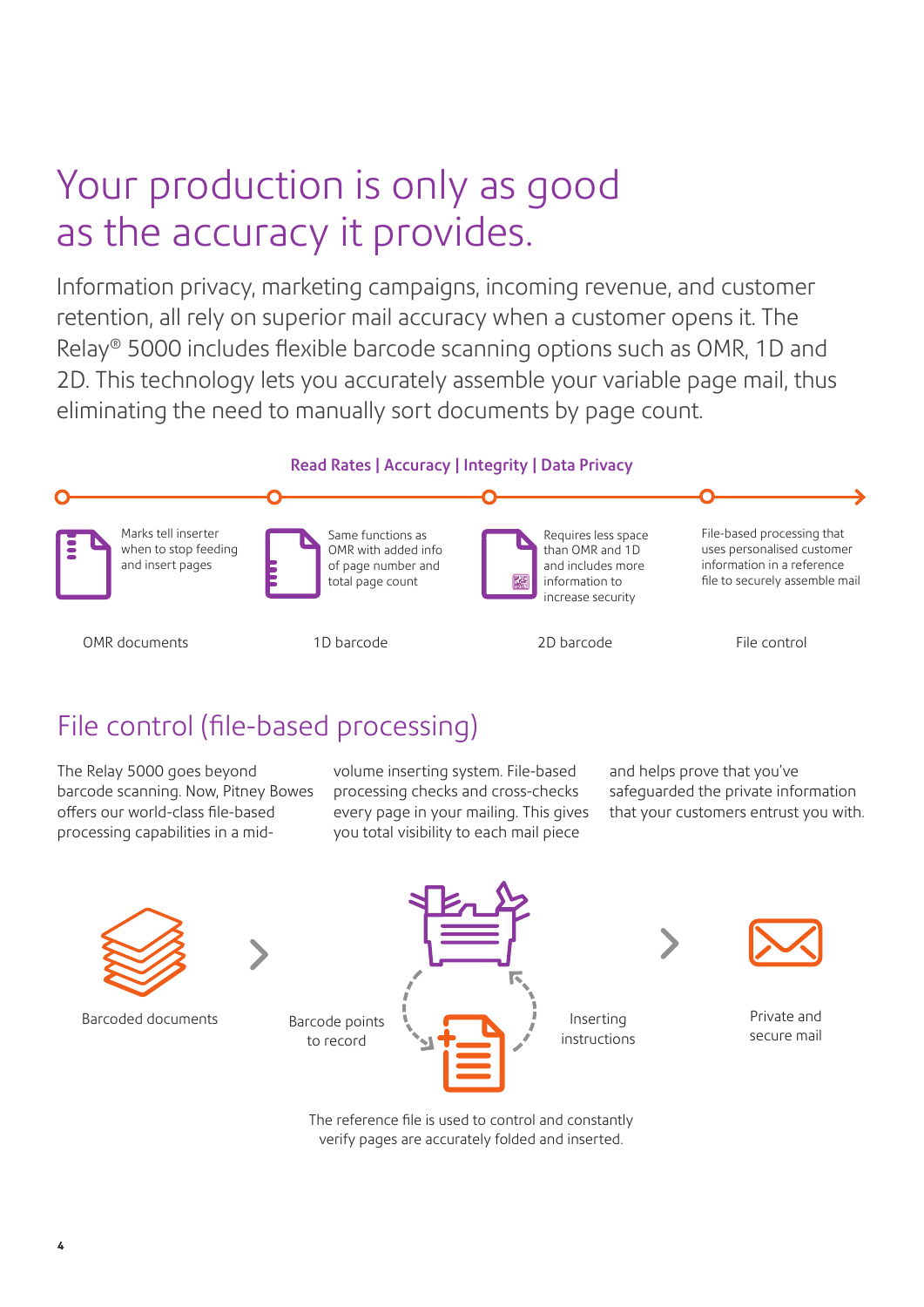# Your production is only as good as the accuracy it provides.

Information privacy, marketing campaigns, incoming revenue, and customer retention, all rely on superior mail accuracy when a customer opens it. The Relay® 5000 includes flexible barcode scanning options such as OMR, 1D and 2D. This technology lets you accurately assemble your variable page mail, thus eliminating the need to manually sort documents by page count.

**Read Rates | Accuracy | Integrity | Data Privacy**

Marks tell inserter when to stop feeding and insert pages

OMR documents

Same functions as OMR with added info of page number and total page count

1D barcode

Requires less space than OMR and 1D and includes more information to increase security

2D barcode

File-based processing that uses personalised customer information in a reference file to securely assemble mail

File control

## File control (file-based processing)

The Relay 5000 goes beyond barcode scanning. Now, Pitney Bowes offers our world-class file-based processing capabilities in a mid-volume inserting system. File-based processing checks and cross-checks every page in your mailing. This gives you total visibility to each mail piece and helps prove that you've safeguarded the private information that your customers entrust you with.

Barcoded documents

Barcode points to record

Inserting instructions

Private and secure mail

The reference file is used to control and constantly verify pages are accurately folded and inserted.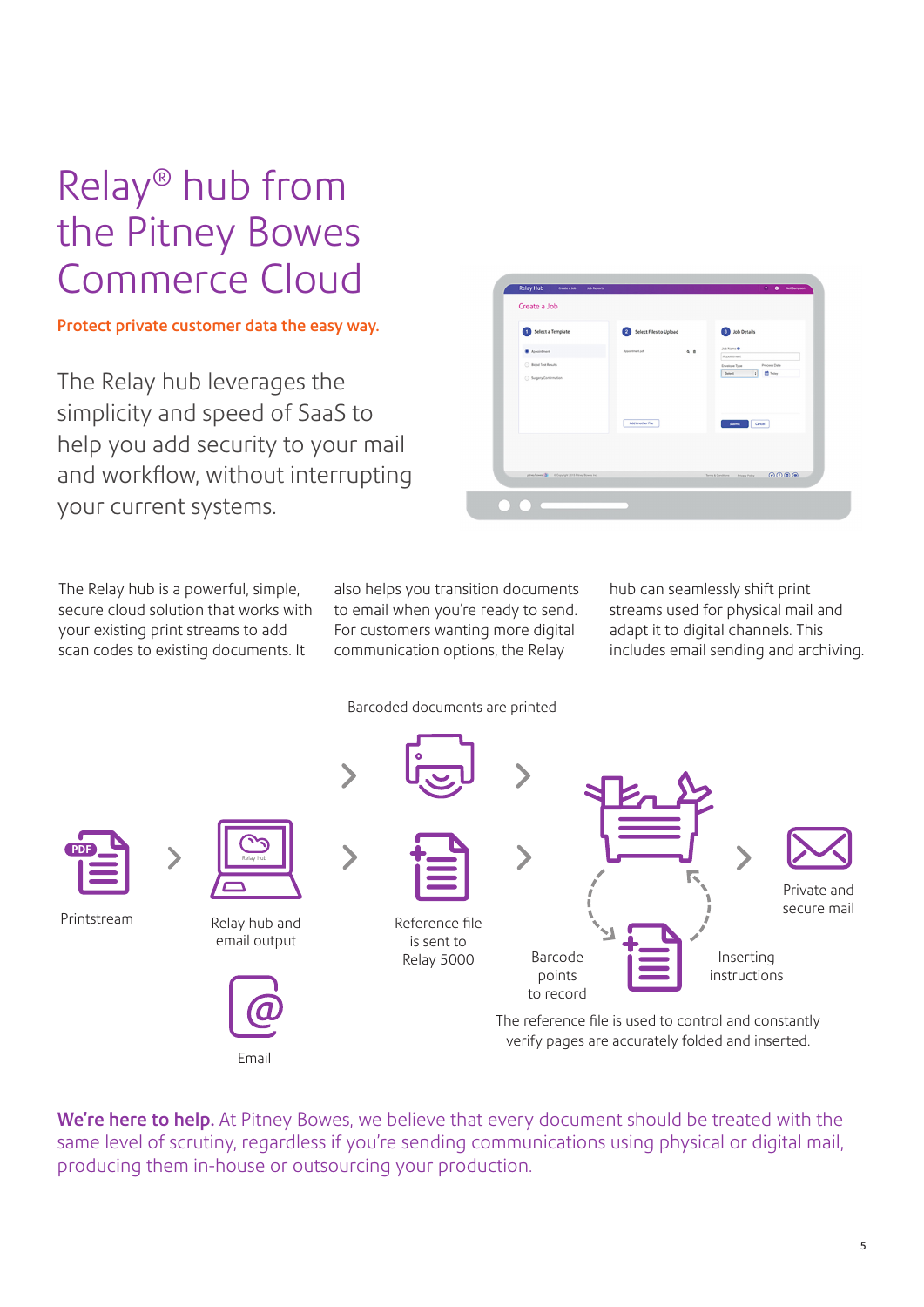# Relay® hub from the Pitney Bowes Commerce Cloud

**Protect private customer data the easy way.**

The Relay hub leverages the simplicity and speed of SaaS to help you add security to your mail and workflow, without interrupting your current systems.

The Relay hub is a powerful, simple, secure cloud solution that works with your existing print streams to add scan codes to existing documents. It also helps you transition documents to email when you're ready to send. For customers wanting more digital communication options, the Relay hub can seamlessly shift print streams used for physical mail and adapt it to digital channels. This includes email sending and archiving.

Barcoded documents are printed

Printstream

Relay hub and email output

Email

Reference file is sent to Relay 5000

Barcode points to record

Inserting instructions

Private and secure mail

The reference file is used to control and constantly verify pages are accurately folded and inserted.

**We're here to help.** At Pitney Bowes, we believe that every document should be treated with the same level of scrutiny, regardless if you're sending communications using physical or digital mail, producing them in-house or outsourcing your production.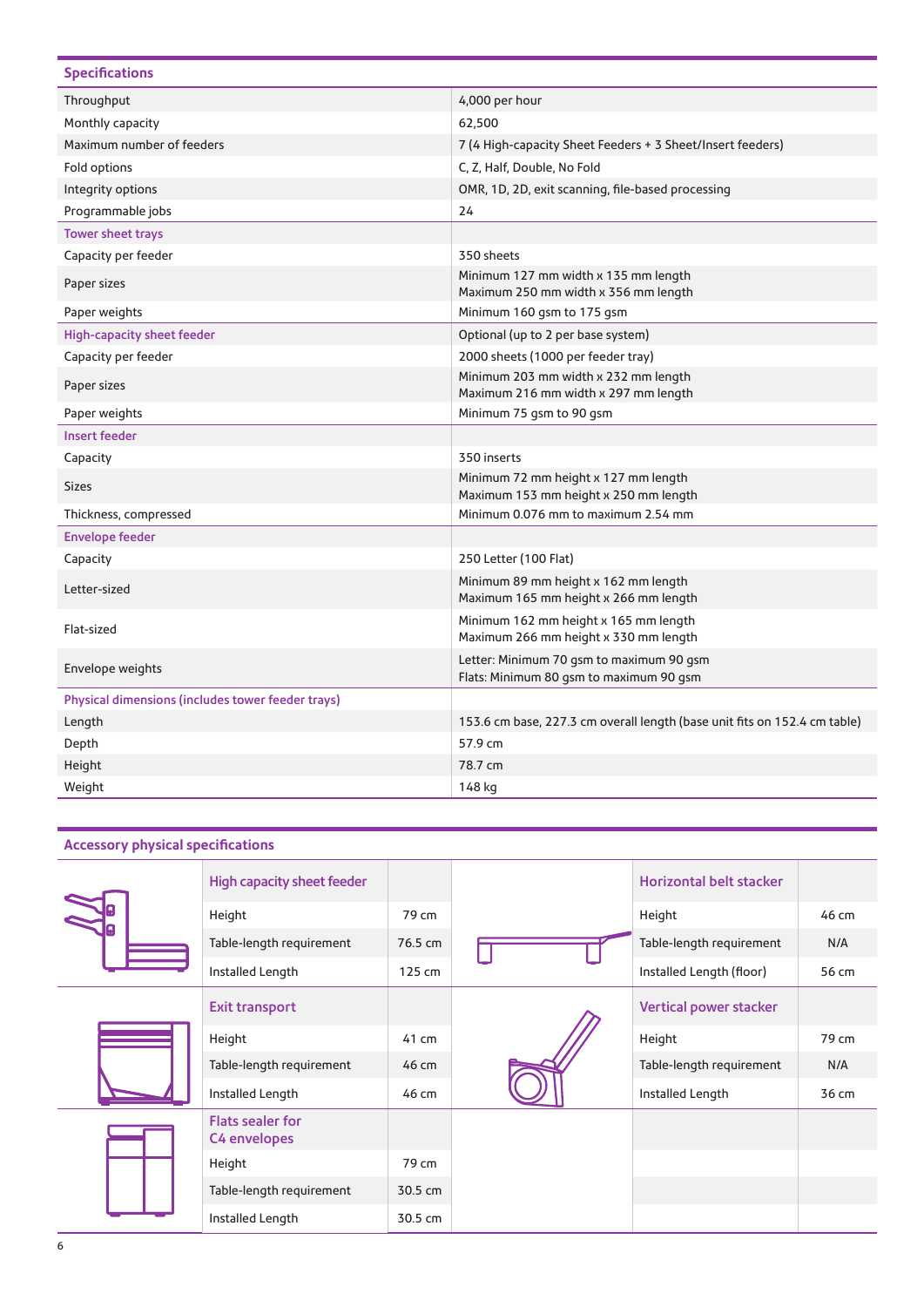## Specifications

| Specifications | |
|---|---|
| Throughput | 4,000 per hour |
| Monthly capacity | 62,500 |
| Maximum number of feeders | 7 (4 High-capacity Sheet Feeders + 3 Sheet/Insert feeders) |
| Fold options | C, Z, Half, Double, No Fold |
| Integrity options | OMR, 1D, 2D, exit scanning, file-based processing |
| Programmable jobs | 24 |
| **Tower sheet trays** | |
| Capacity per feeder | 350 sheets |
| Paper sizes | Minimum 127 mm width x 135 mm length<br>Maximum 250 mm width x 356 mm length |
| Paper weights | Minimum 160 gsm to 175 gsm |
| **High-capacity sheet feeder** | Optional (up to 2 per base system) |
| Capacity per feeder | 2000 sheets (1000 per feeder tray) |
| Paper sizes | Minimum 203 mm width x 232 mm length<br>Maximum 216 mm width x 297 mm length |
| Paper weights | Minimum 75 gsm to 90 gsm |
| **Insert feeder** | |
| Capacity | 350 inserts |
| Sizes | Minimum 72 mm height x 127 mm length<br>Maximum 153 mm height x 250 mm length |
| Thickness, compressed | Minimum 0.076 mm to maximum 2.54 mm |
| **Envelope feeder** | |
| Capacity | 250 Letter (100 Flat) |
| Letter-sized | Minimum 89 mm height x 162 mm length<br>Maximum 165 mm height x 266 mm length |
| Flat-sized | Minimum 162 mm height x 165 mm length<br>Maximum 266 mm height x 330 mm length |
| Envelope weights | Letter: Minimum 70 gsm to maximum 90 gsm<br>Flats: Minimum 80 gsm to maximum 90 gsm |
| **Physical dimensions (includes tower feeder trays)** | |
| Length | 153.6 cm base, 227.3 cm overall length (base unit fits on 152.4 cm table) |
| Depth | 57.9 cm |
| Height | 78.7 cm |
| Weight | 148 kg |

## Accessory physical specifications

| High capacity sheet feeder | |
|---|---|
| Height | 79 cm |
| Table-length requirement | 76.5 cm |
| Installed Length | 125 cm |

| Horizontal belt stacker | |
|---|---|
| Height | 46 cm |
| Table-length requirement | N/A |
| Installed Length (floor) | 56 cm |

| Exit transport | |
|---|---|
| Height | 41 cm |
| Table-length requirement | 46 cm |
| Installed Length | 46 cm |

| Vertical power stacker | |
|---|---|
| Height | 79 cm |
| Table-length requirement | N/A |
| Installed Length | 36 cm |

| Flats sealer for C4 envelopes | |
|---|---|
| Height | 79 cm |
| Table-length requirement | 30.5 cm |
| Installed Length | 30.5 cm |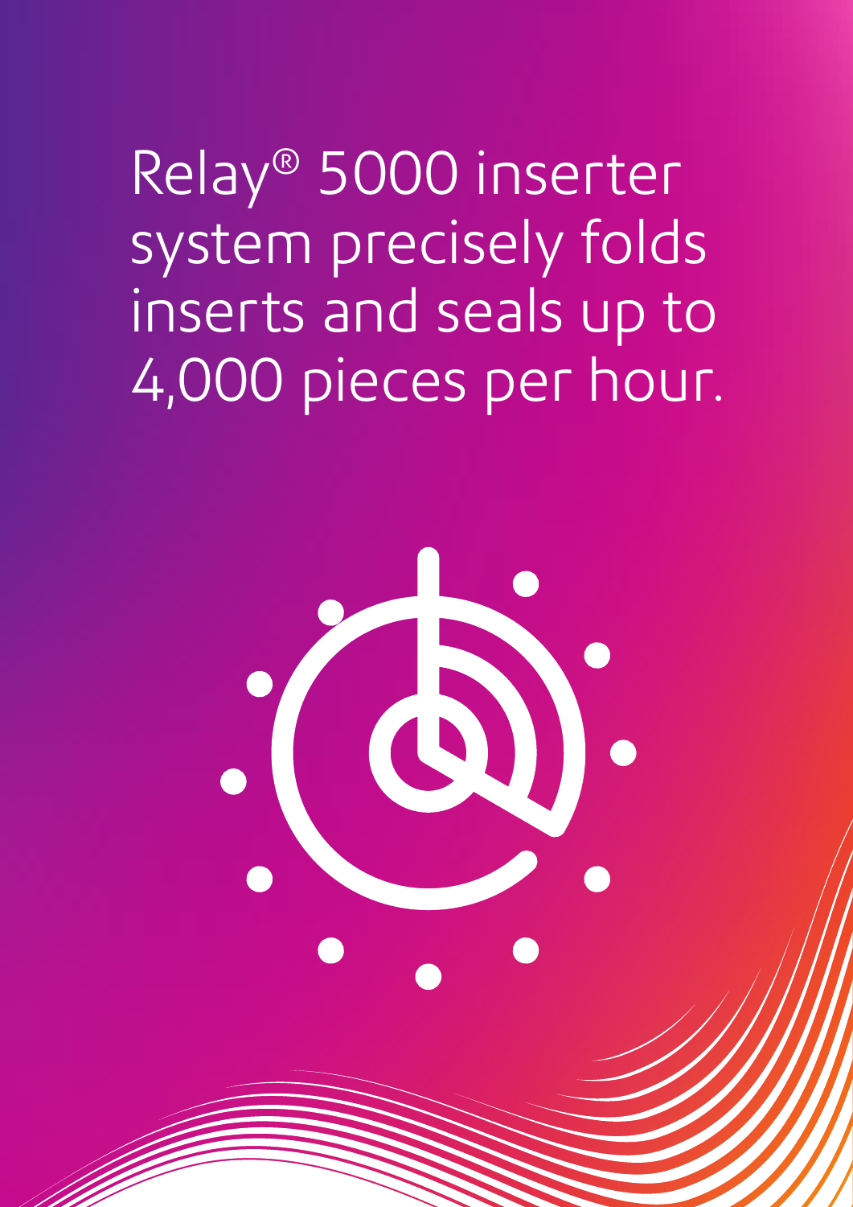Relay® 5000 inserter system precisely folds inserts and seals up to 4,000 pieces per hour.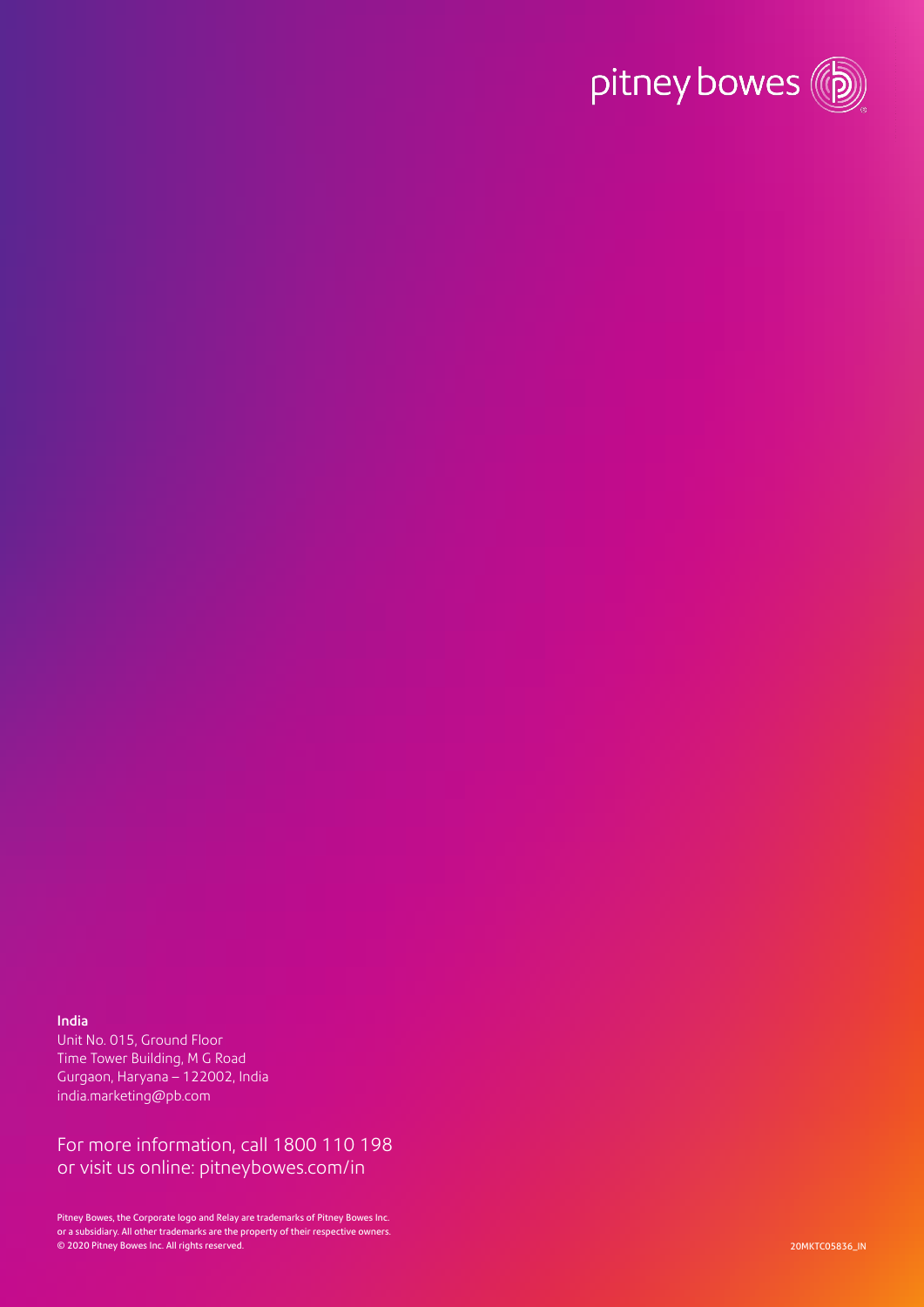pitney bowes

**India**
Unit No. 015, Ground Floor
Time Tower Building, M G Road
Gurgaon, Haryana – 122002, India
india.marketing@pb.com

For more information, call 1800 110 198
or visit us online: pitneybowes.com/in

Pitney Bowes, the Corporate logo and Relay are trademarks of Pitney Bowes Inc. or a subsidiary. All other trademarks are the property of their respective owners.
© 2020 Pitney Bowes Inc. All rights reserved.

20MKTC05836_IN